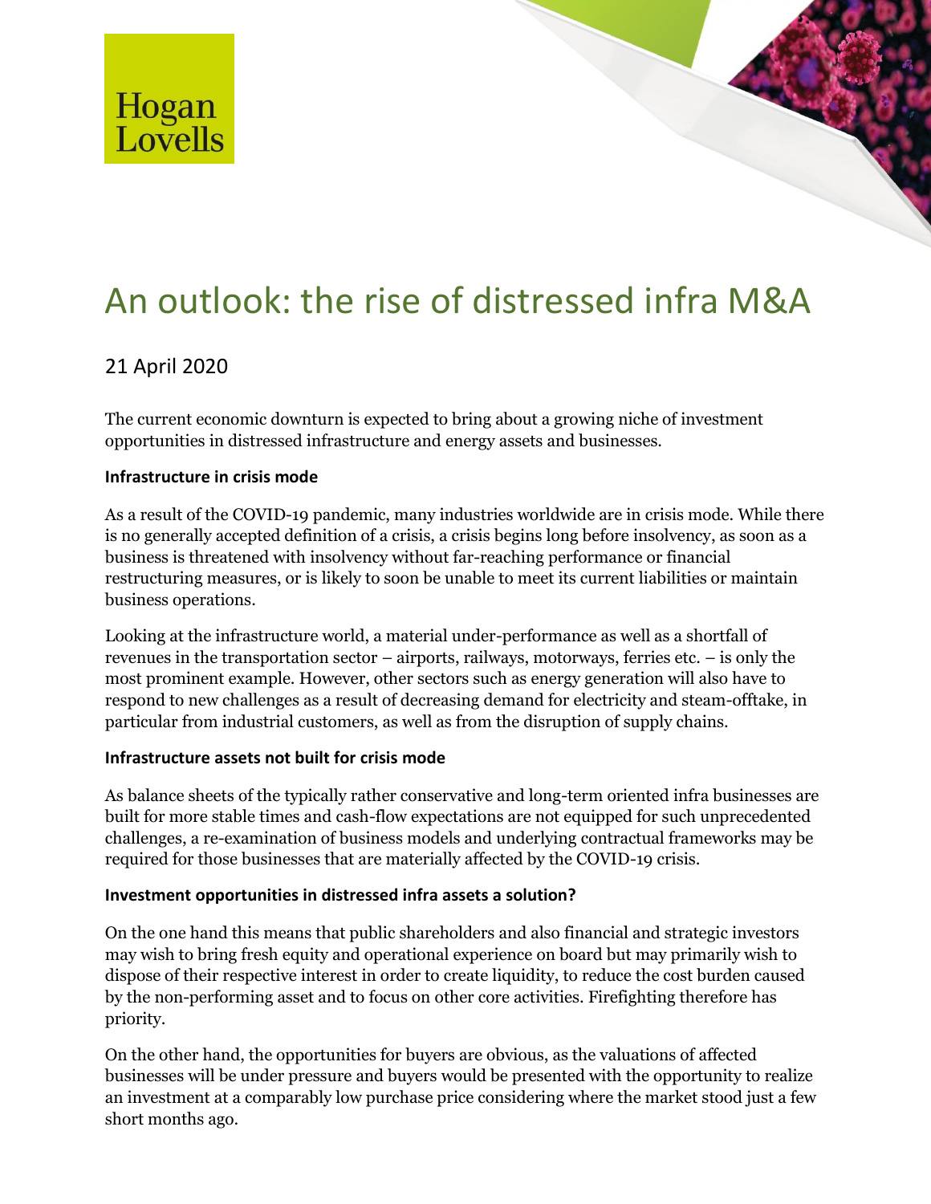Hogan Lovells

# An outlook: the rise of distressed infra M&A

21 April 2020

The current economic downturn is expected to bring about a growing niche of investment opportunities in distressed infrastructure and energy assets and businesses.

**Infrastructure in crisis mode**

As a result of the COVID-19 pandemic, many industries worldwide are in crisis mode. While there is no generally accepted definition of a crisis, a crisis begins long before insolvency, as soon as a business is threatened with insolvency without far-reaching performance or financial restructuring measures, or is likely to soon be unable to meet its current liabilities or maintain business operations.

Looking at the infrastructure world, a material under-performance as well as a shortfall of revenues in the transportation sector – airports, railways, motorways, ferries etc. – is only the most prominent example. However, other sectors such as energy generation will also have to respond to new challenges as a result of decreasing demand for electricity and steam-offtake, in particular from industrial customers, as well as from the disruption of supply chains.

**Infrastructure assets not built for crisis mode**

As balance sheets of the typically rather conservative and long-term oriented infra businesses are built for more stable times and cash-flow expectations are not equipped for such unprecedented challenges, a re-examination of business models and underlying contractual frameworks may be required for those businesses that are materially affected by the COVID-19 crisis.

**Investment opportunities in distressed infra assets a solution?**

On the one hand this means that public shareholders and also financial and strategic investors may wish to bring fresh equity and operational experience on board but may primarily wish to dispose of their respective interest in order to create liquidity, to reduce the cost burden caused by the non-performing asset and to focus on other core activities. Firefighting therefore has priority.

On the other hand, the opportunities for buyers are obvious, as the valuations of affected businesses will be under pressure and buyers would be presented with the opportunity to realize an investment at a comparably low purchase price considering where the market stood just a few short months ago.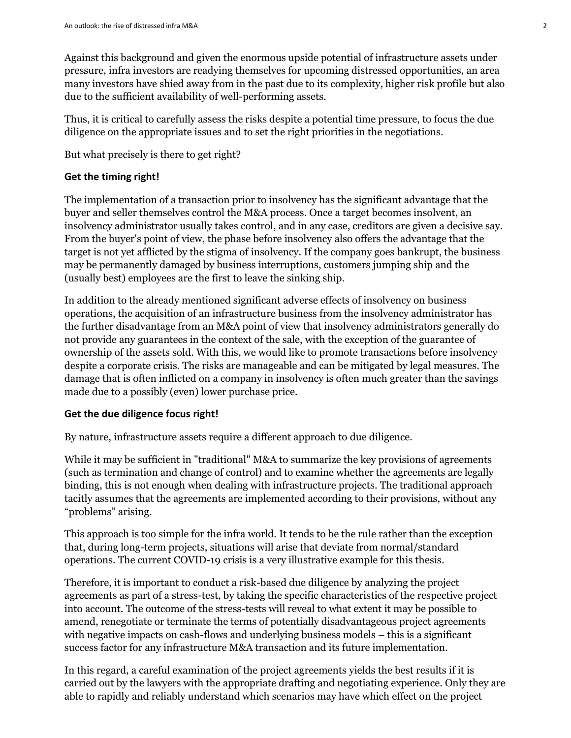Against this background and given the enormous upside potential of infrastructure assets under pressure, infra investors are readying themselves for upcoming distressed opportunities, an area many investors have shied away from in the past due to its complexity, higher risk profile but also due to the sufficient availability of well-performing assets.

Thus, it is critical to carefully assess the risks despite a potential time pressure, to focus the due diligence on the appropriate issues and to set the right priorities in the negotiations.

But what precisely is there to get right?

**Get the timing right!**

The implementation of a transaction prior to insolvency has the significant advantage that the buyer and seller themselves control the M&A process. Once a target becomes insolvent, an insolvency administrator usually takes control, and in any case, creditors are given a decisive say. From the buyer's point of view, the phase before insolvency also offers the advantage that the target is not yet afflicted by the stigma of insolvency. If the company goes bankrupt, the business may be permanently damaged by business interruptions, customers jumping ship and the (usually best) employees are the first to leave the sinking ship.

In addition to the already mentioned significant adverse effects of insolvency on business operations, the acquisition of an infrastructure business from the insolvency administrator has the further disadvantage from an M&A point of view that insolvency administrators generally do not provide any guarantees in the context of the sale, with the exception of the guarantee of ownership of the assets sold. With this, we would like to promote transactions before insolvency despite a corporate crisis. The risks are manageable and can be mitigated by legal measures. The damage that is often inflicted on a company in insolvency is often much greater than the savings made due to a possibly (even) lower purchase price.

**Get the due diligence focus right!**

By nature, infrastructure assets require a different approach to due diligence.

While it may be sufficient in "traditional" M&A to summarize the key provisions of agreements (such as termination and change of control) and to examine whether the agreements are legally binding, this is not enough when dealing with infrastructure projects. The traditional approach tacitly assumes that the agreements are implemented according to their provisions, without any "problems" arising.

This approach is too simple for the infra world. It tends to be the rule rather than the exception that, during long-term projects, situations will arise that deviate from normal/standard operations. The current COVID-19 crisis is a very illustrative example for this thesis.

Therefore, it is important to conduct a risk-based due diligence by analyzing the project agreements as part of a stress-test, by taking the specific characteristics of the respective project into account. The outcome of the stress-tests will reveal to what extent it may be possible to amend, renegotiate or terminate the terms of potentially disadvantageous project agreements with negative impacts on cash-flows and underlying business models – this is a significant success factor for any infrastructure M&A transaction and its future implementation.

In this regard, a careful examination of the project agreements yields the best results if it is carried out by the lawyers with the appropriate drafting and negotiating experience. Only they are able to rapidly and reliably understand which scenarios may have which effect on the project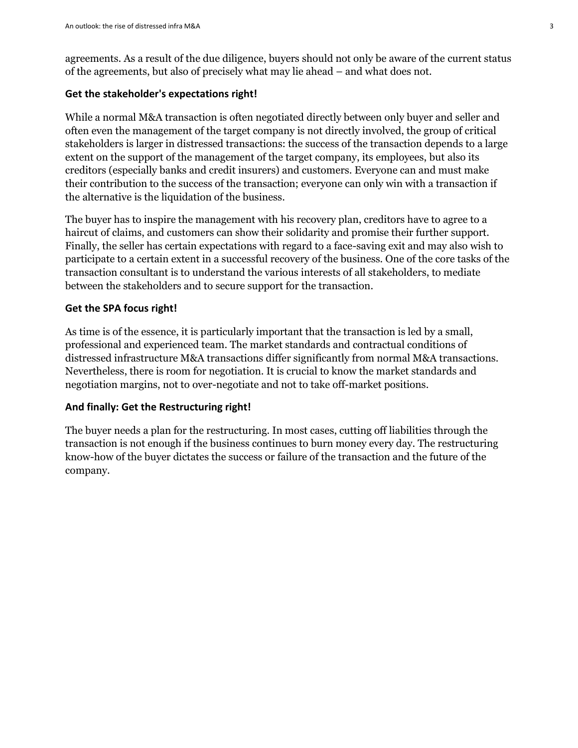agreements. As a result of the due diligence, buyers should not only be aware of the current status of the agreements, but also of precisely what may lie ahead – and what does not.

### Get the stakeholder's expectations right!

While a normal M&A transaction is often negotiated directly between only buyer and seller and often even the management of the target company is not directly involved, the group of critical stakeholders is larger in distressed transactions: the success of the transaction depends to a large extent on the support of the management of the target company, its employees, but also its creditors (especially banks and credit insurers) and customers. Everyone can and must make their contribution to the success of the transaction; everyone can only win with a transaction if the alternative is the liquidation of the business.

The buyer has to inspire the management with his recovery plan, creditors have to agree to a haircut of claims, and customers can show their solidarity and promise their further support. Finally, the seller has certain expectations with regard to a face-saving exit and may also wish to participate to a certain extent in a successful recovery of the business. One of the core tasks of the transaction consultant is to understand the various interests of all stakeholders, to mediate between the stakeholders and to secure support for the transaction.

### Get the SPA focus right!

As time is of the essence, it is particularly important that the transaction is led by a small, professional and experienced team. The market standards and contractual conditions of distressed infrastructure M&A transactions differ significantly from normal M&A transactions. Nevertheless, there is room for negotiation. It is crucial to know the market standards and negotiation margins, not to over-negotiate and not to take off-market positions.

### And finally: Get the Restructuring right!

The buyer needs a plan for the restructuring. In most cases, cutting off liabilities through the transaction is not enough if the business continues to burn money every day. The restructuring know-how of the buyer dictates the success or failure of the transaction and the future of the company.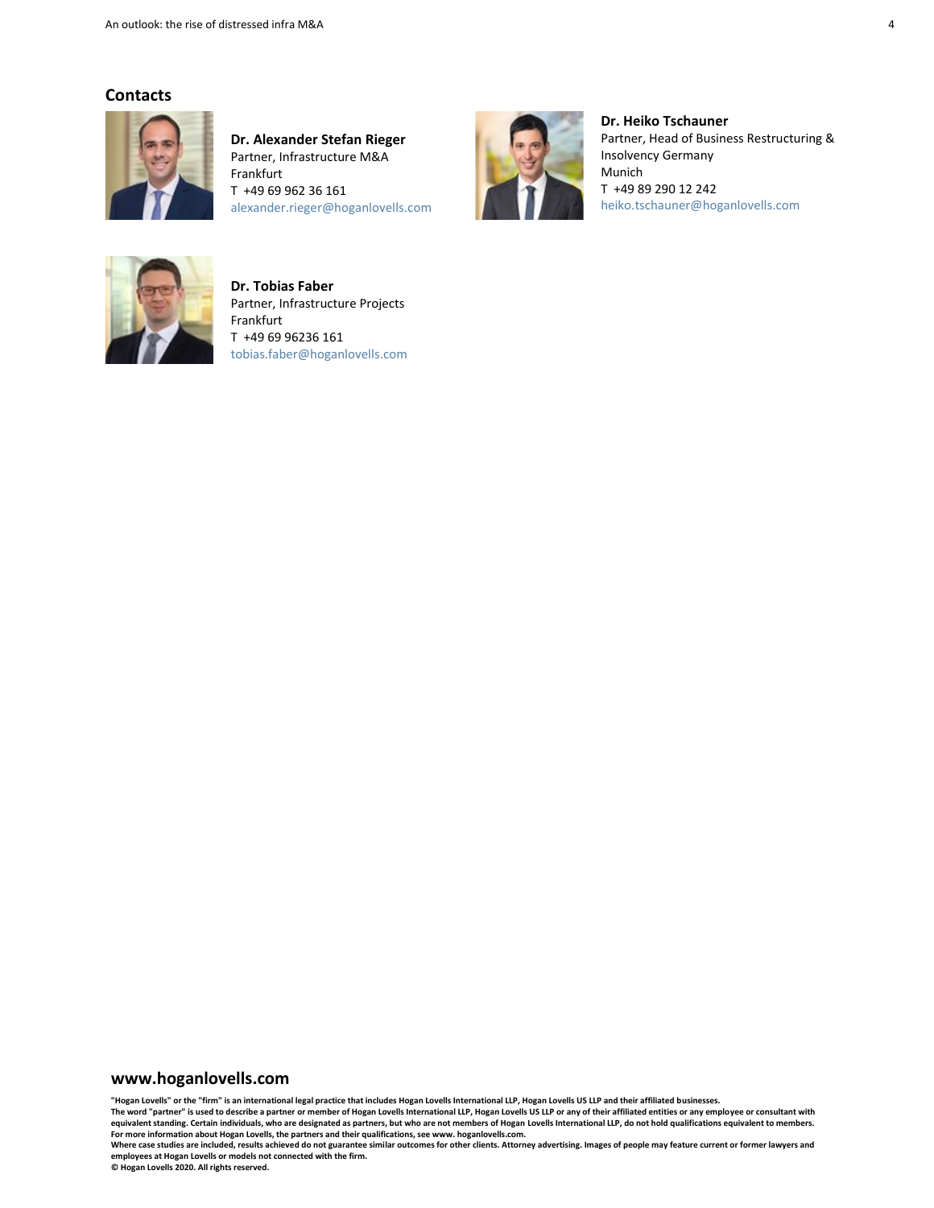## Contacts

**Dr. Alexander Stefan Rieger**
Partner, Infrastructure M&A
Frankfurt
T +49 69 962 36 161
alexander.rieger@hoganlovells.com

**Dr. Heiko Tschauner**
Partner, Head of Business Restructuring & Insolvency Germany
Munich
T +49 89 290 12 242
heiko.tschauner@hoganlovells.com

**Dr. Tobias Faber**
Partner, Infrastructure Projects
Frankfurt
T +49 69 96236 161
tobias.faber@hoganlovells.com

**www.hoganlovells.com**

**"Hogan Lovells" or the "firm" is an international legal practice that includes Hogan Lovells International LLP, Hogan Lovells US LLP and their affiliated businesses.**
**The word "partner" is used to describe a partner or member of Hogan Lovells International LLP, Hogan Lovells US LLP or any of their affiliated entities or any employee or consultant with equivalent standing. Certain individuals, who are designated as partners, but who are not members of Hogan Lovells International LLP, do not hold qualifications equivalent to members.**
**For more information about Hogan Lovells, the partners and their qualifications, see www. hoganlovells.com.**
**Where case studies are included, results achieved do not guarantee similar outcomes for other clients. Attorney advertising. Images of people may feature current or former lawyers and employees at Hogan Lovells or models not connected with the firm.**
**© Hogan Lovells 2020. All rights reserved.**